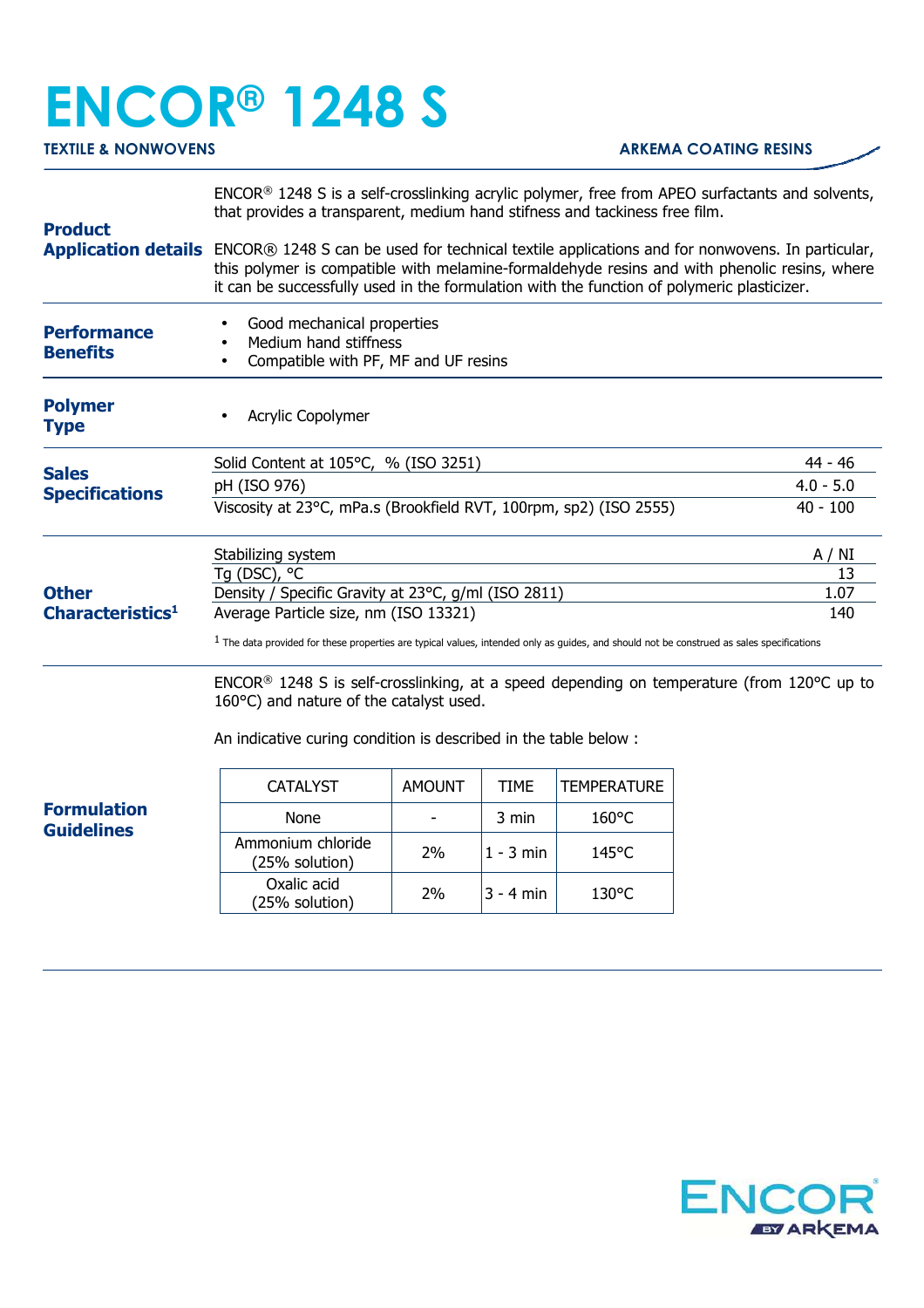# ENCOR® 1248 S

**TEXTILE & NONWOVENS** **ARKEMA COATING RESINS**

## Product Application details

ENCOR® 1248 S is a self-crosslinking acrylic polymer, free from APEO surfactants and solvents, that provides a transparent, medium hand stifness and tackiness free film.

ENCOR® 1248 S can be used for technical textile applications and for nonwovens. In particular, this polymer is compatible with melamine-formaldehyde resins and with phenolic resins, where it can be successfully used in the formulation with the function of polymeric plasticizer.

## Performance Benefits

- Good mechanical properties
- Medium hand stiffness
- Compatible with PF, MF and UF resins

## Polymer Type

- Acrylic Copolymer

## Sales Specifications

| Property | Value |
|---|---|
| Solid Content at 105°C, % (ISO 3251) | 44 - 46 |
| pH (ISO 976) | 4.0 - 5.0 |
| Viscosity at 23°C, mPa.s (Brookfield RVT, 100rpm, sp2) (ISO 2555) | 40 - 100 |

## Other Characteristics[1]

| Property | Value |
|---|---|
| Stabilizing system | A / NI |
| Tg (DSC), °C | 13 |
| Density / Specific Gravity at 23°C, g/ml (ISO 2811) | 1.07 |
| Average Particle size, nm (ISO 13321) | 140 |

[1] The data provided for these properties are typical values, intended only as guides, and should not be construed as sales specifications

## Formulation Guidelines

ENCOR® 1248 S is self-crosslinking, at a speed depending on temperature (from 120°C up to 160°C) and nature of the catalyst used.

An indicative curing condition is described in the table below :

| CATALYST | AMOUNT | TIME | TEMPERATURE |
|---|---|---|---|
| None | - | 3 min | 160°C |
| Ammonium chloride (25% solution) | 2% | 1 - 3 min | 145°C |
| Oxalic acid (25% solution) | 2% | 3 - 4 min | 130°C |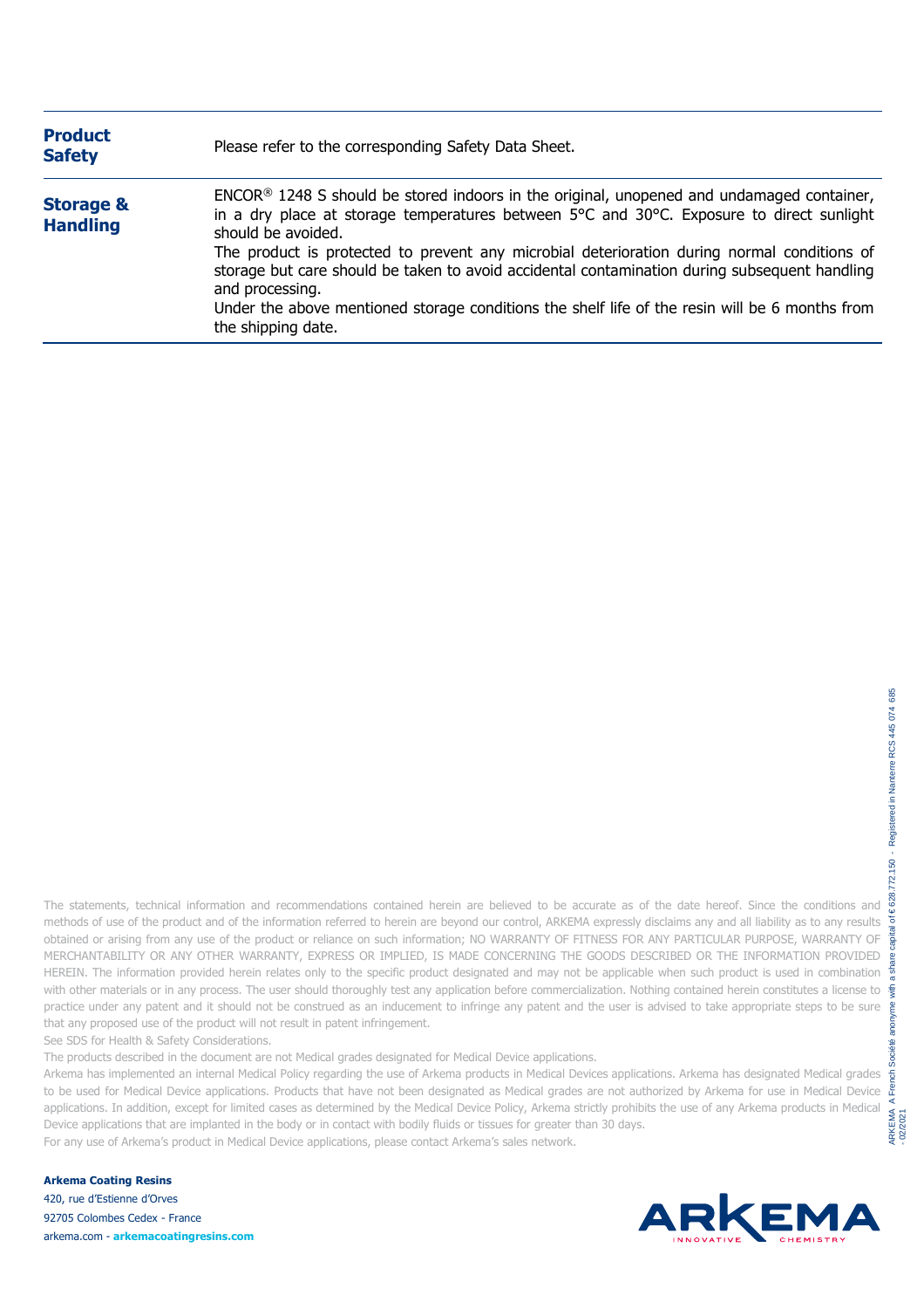| | |
|---|---|
| **Product Safety** | Please refer to the corresponding Safety Data Sheet. |
| **Storage & Handling** | ENCOR® 1248 S should be stored indoors in the original, unopened and undamaged container, in a dry place at storage temperatures between 5°C and 30°C. Exposure to direct sunlight should be avoided.<br>The product is protected to prevent any microbial deterioration during normal conditions of storage but care should be taken to avoid accidental contamination during subsequent handling and processing.<br>Under the above mentioned storage conditions the shelf life of the resin will be 6 months from the shipping date. |

The statements, technical information and recommendations contained herein are believed to be accurate as of the date hereof. Since the conditions and methods of use of the product and of the information referred to herein are beyond our control, ARKEMA expressly disclaims any and all liability as to any results obtained or arising from any use of the product or reliance on such information; NO WARRANTY OF FITNESS FOR ANY PARTICULAR PURPOSE, WARRANTY OF MERCHANTABILITY OR ANY OTHER WARRANTY, EXPRESS OR IMPLIED, IS MADE CONCERNING THE GOODS DESCRIBED OR THE INFORMATION PROVIDED HEREIN. The information provided herein relates only to the specific product designated and may not be applicable when such product is used in combination with other materials or in any process. The user should thoroughly test any application before commercialization. Nothing contained herein constitutes a license to practice under any patent and it should not be construed as an inducement to infringe any patent and the user is advised to take appropriate steps to be sure that any proposed use of the product will not result in patent infringement.
See SDS for Health & Safety Considerations.
The products described in the document are not Medical grades designated for Medical Device applications.
Arkema has implemented an internal Medical Policy regarding the use of Arkema products in Medical Devices applications. Arkema has designated Medical grades to be used for Medical Device applications. Products that have not been designated as Medical grades are not authorized by Arkema for use in Medical Device applications. In addition, except for limited cases as determined by the Medical Device Policy, Arkema strictly prohibits the use of any Arkema products in Medical Device applications that are implanted in the body or in contact with bodily fluids or tissues for greater than 30 days.
For any use of Arkema's product in Medical Device applications, please contact Arkema's sales network.

ARKEMA A French Société anonyme with a share capital of € 628.772.150 - Registered in Nanterre RCS 445 074 685 - 02/2021

**Arkema Coating Resins**
420, rue d'Estienne d'Orves
92705 Colombes Cedex - France
arkema.com - **arkemacoatingresins.com**

ARKEMA
INNOVATIVE CHEMISTRY